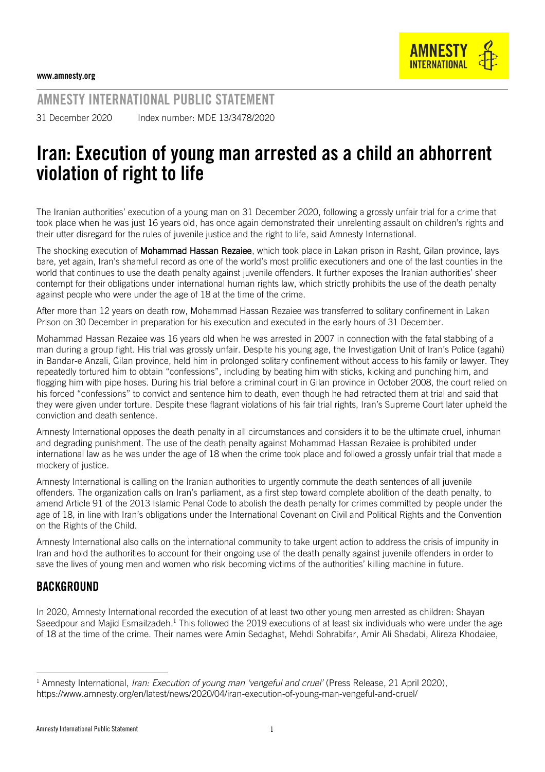www.amnesty.org

AMNESTY INTERNATIONAL

## AMNESTY INTERNATIONAL PUBLIC STATEMENT

31 December 2020 Index number: MDE 13/3478/2020

# Iran: Execution of young man arrested as a child an abhorrent violation of right to life

The Iranian authorities' execution of a young man on 31 December 2020, following a grossly unfair trial for a crime that took place when he was just 16 years old, has once again demonstrated their unrelenting assault on children's rights and their utter disregard for the rules of juvenile justice and the right to life, said Amnesty International.

The shocking execution of **Mohammad Hassan Rezaiee**, which took place in Lakan prison in Rasht, Gilan province, lays bare, yet again, Iran's shameful record as one of the world's most prolific executioners and one of the last counties in the world that continues to use the death penalty against juvenile offenders. It further exposes the Iranian authorities' sheer contempt for their obligations under international human rights law, which strictly prohibits the use of the death penalty against people who were under the age of 18 at the time of the crime.

After more than 12 years on death row, Mohammad Hassan Rezaiee was transferred to solitary confinement in Lakan Prison on 30 December in preparation for his execution and executed in the early hours of 31 December.

Mohammad Hassan Rezaiee was 16 years old when he was arrested in 2007 in connection with the fatal stabbing of a man during a group fight. His trial was grossly unfair. Despite his young age, the Investigation Unit of Iran's Police (agahi) in Bandar-e Anzali, Gilan province, held him in prolonged solitary confinement without access to his family or lawyer. They repeatedly tortured him to obtain "confessions", including by beating him with sticks, kicking and punching him, and flogging him with pipe hoses. During his trial before a criminal court in Gilan province in October 2008, the court relied on his forced "confessions" to convict and sentence him to death, even though he had retracted them at trial and said that they were given under torture. Despite these flagrant violations of his fair trial rights, Iran's Supreme Court later upheld the conviction and death sentence.

Amnesty International opposes the death penalty in all circumstances and considers it to be the ultimate cruel, inhuman and degrading punishment. The use of the death penalty against Mohammad Hassan Rezaiee is prohibited under international law as he was under the age of 18 when the crime took place and followed a grossly unfair trial that made a mockery of justice.

Amnesty International is calling on the Iranian authorities to urgently commute the death sentences of all juvenile offenders. The organization calls on Iran's parliament, as a first step toward complete abolition of the death penalty, to amend Article 91 of the 2013 Islamic Penal Code to abolish the death penalty for crimes committed by people under the age of 18, in line with Iran's obligations under the International Covenant on Civil and Political Rights and the Convention on the Rights of the Child.

Amnesty International also calls on the international community to take urgent action to address the crisis of impunity in Iran and hold the authorities to account for their ongoing use of the death penalty against juvenile offenders in order to save the lives of young men and women who risk becoming victims of the authorities' killing machine in future.

## BACKGROUND

In 2020, Amnesty International recorded the execution of at least two other young men arrested as children: Shayan Saeedpour and Majid Esmailzadeh.[1] This followed the 2019 executions of at least six individuals who were under the age of 18 at the time of the crime. Their names were Amin Sedaghat, Mehdi Sohrabifar, Amir Ali Shadabi, Alireza Khodaiee,

---

[1] Amnesty International, *Iran: Execution of young man 'vengeful and cruel'* (Press Release, 21 April 2020), https://www.amnesty.org/en/latest/news/2020/04/iran-execution-of-young-man-vengeful-and-cruel/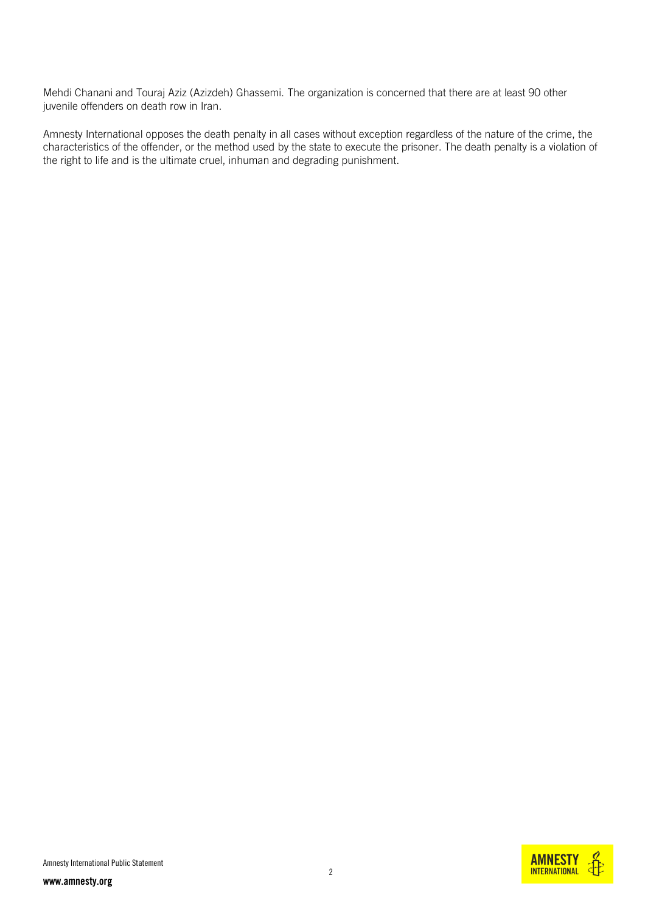Mehdi Chanani and Touraj Aziz (Azizdeh) Ghassemi. The organization is concerned that there are at least 90 other juvenile offenders on death row in Iran.

Amnesty International opposes the death penalty in all cases without exception regardless of the nature of the crime, the characteristics of the offender, or the method used by the state to execute the prisoner. The death penalty is a violation of the right to life and is the ultimate cruel, inhuman and degrading punishment.